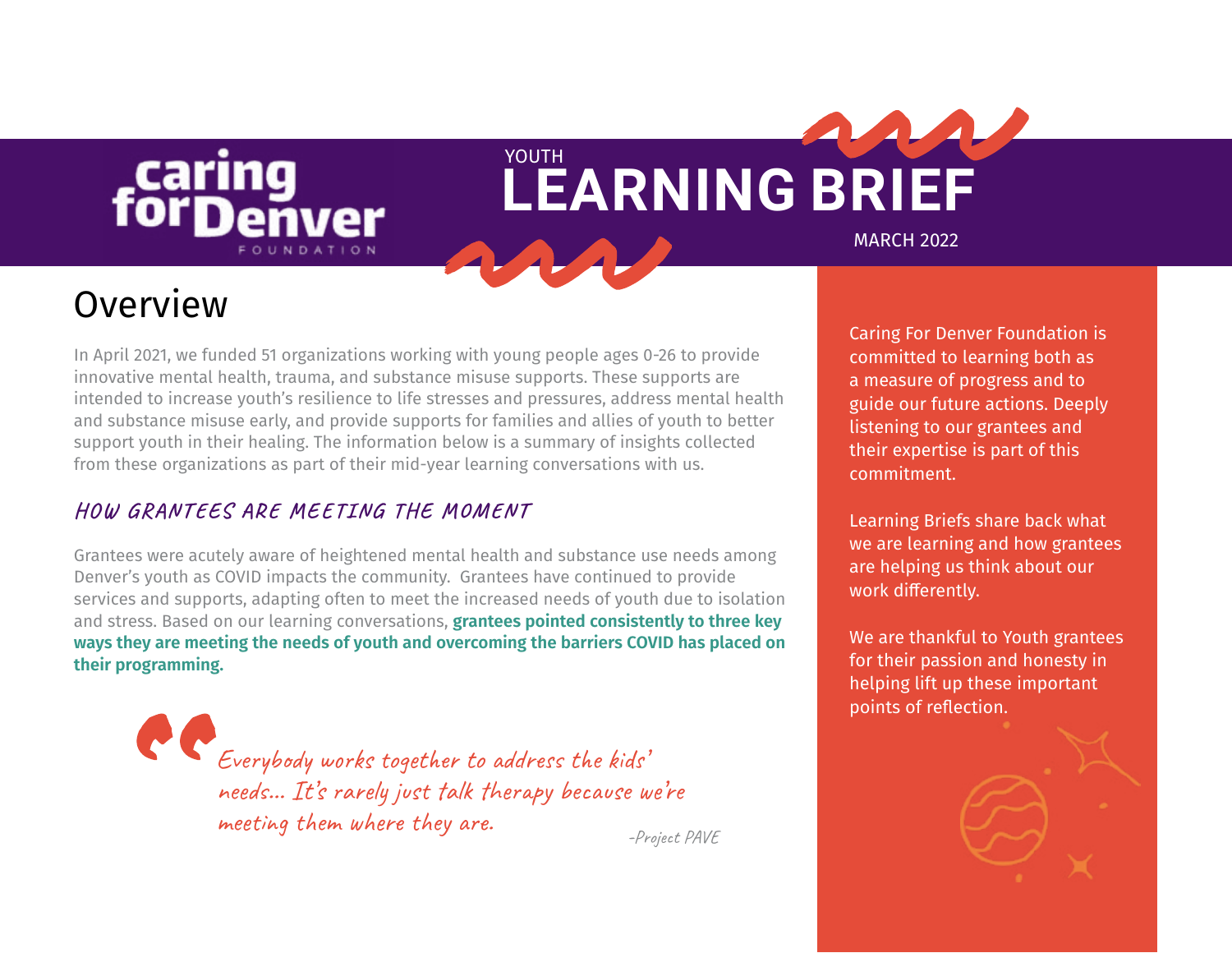caring for Denver FOUNDATION

YOUTH

# LEARNING BRIEF

MARCH 2022

## Overview

In April 2021, we funded 51 organizations working with young people ages 0-26 to provide innovative mental health, trauma, and substance misuse supports. These supports are intended to increase youth's resilience to life stresses and pressures, address mental health and substance misuse early, and provide supports for families and allies of youth to better support youth in their healing. The information below is a summary of insights collected from these organizations as part of their mid-year learning conversations with us.

### HOW GRANTEES ARE MEETING THE MOMENT

Grantees were acutely aware of heightened mental health and substance use needs among Denver's youth as COVID impacts the community. Grantees have continued to provide services and supports, adapting often to meet the increased needs of youth due to isolation and stress. Based on our learning conversations, **grantees pointed consistently to three key ways they are meeting the needs of youth and overcoming the barriers COVID has placed on their programming.**

> *Everybody works together to address the kids' needs... It's rarely just talk therapy because we're meeting them where they are.*
>
> -Project PAVE

Caring For Denver Foundation is committed to learning both as a measure of progress and to guide our future actions. Deeply listening to our grantees and their expertise is part of this commitment.

Learning Briefs share back what we are learning and how grantees are helping us think about our work differently.

We are thankful to Youth grantees for their passion and honesty in helping lift up these important points of reflection.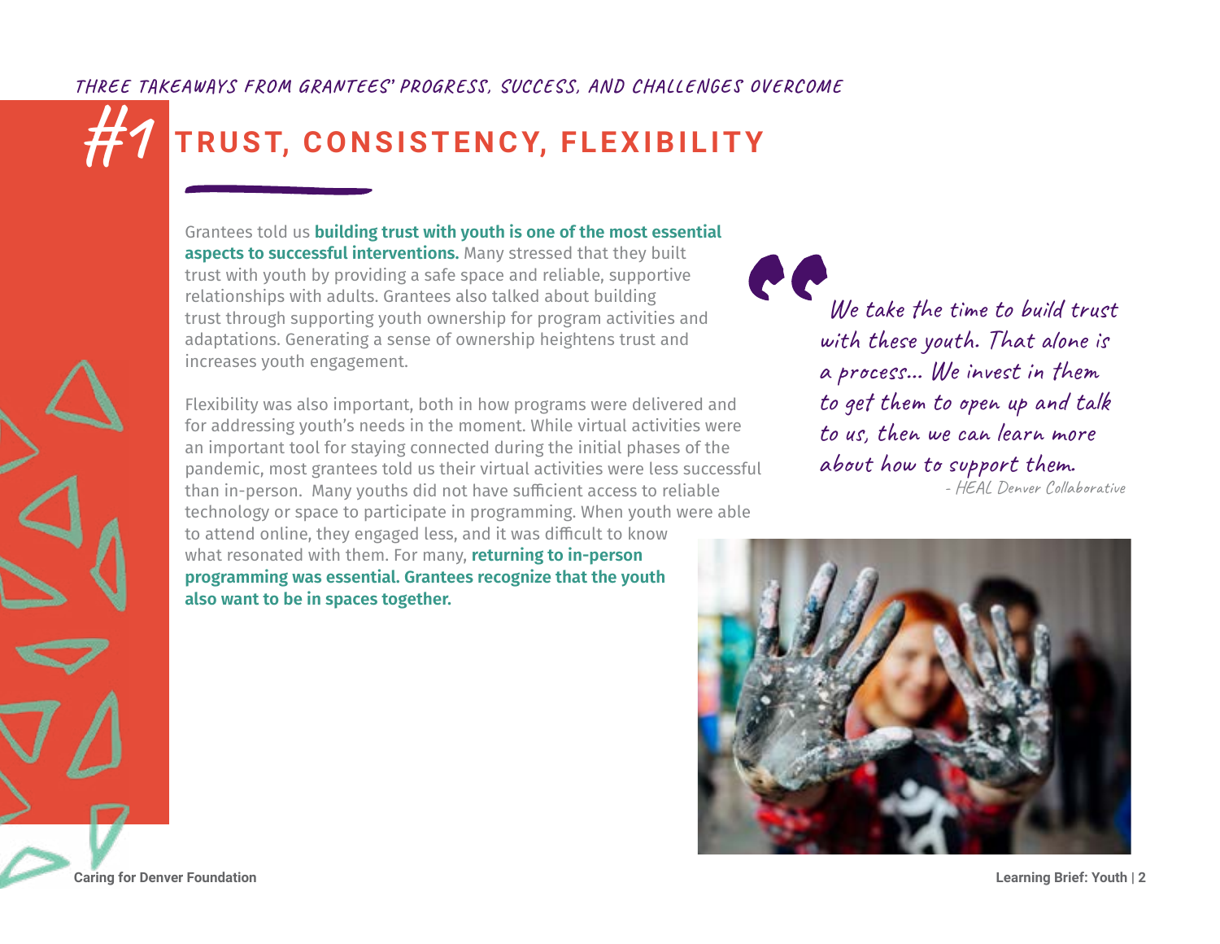*THREE TAKEAWAYS FROM GRANTEES' PROGRESS, SUCCESS, AND CHALLENGES OVERCOME*

# #1 TRUST, CONSISTENCY, FLEXIBILITY

Grantees told us **building trust with youth is one of the most essential aspects to successful interventions.** Many stressed that they built trust with youth by providing a safe space and reliable, supportive relationships with adults. Grantees also talked about building trust through supporting youth ownership for program activities and adaptations. Generating a sense of ownership heightens trust and increases youth engagement.

Flexibility was also important, both in how programs were delivered and for addressing youth's needs in the moment. While virtual activities were an important tool for staying connected during the initial phases of the pandemic, most grantees told us their virtual activities were less successful than in-person. Many youths did not have sufficient access to reliable technology or space to participate in programming. When youth were able to attend online, they engaged less, and it was difficult to know what resonated with them. For many, **returning to in-person programming was essential. Grantees recognize that the youth also want to be in spaces together.**

> *We take the time to build trust with these youth. That alone is a process... We invest in them to get them to open up and talk to us, then we can learn more about how to support them.*
>
> *- HEAL Denver Collaborative*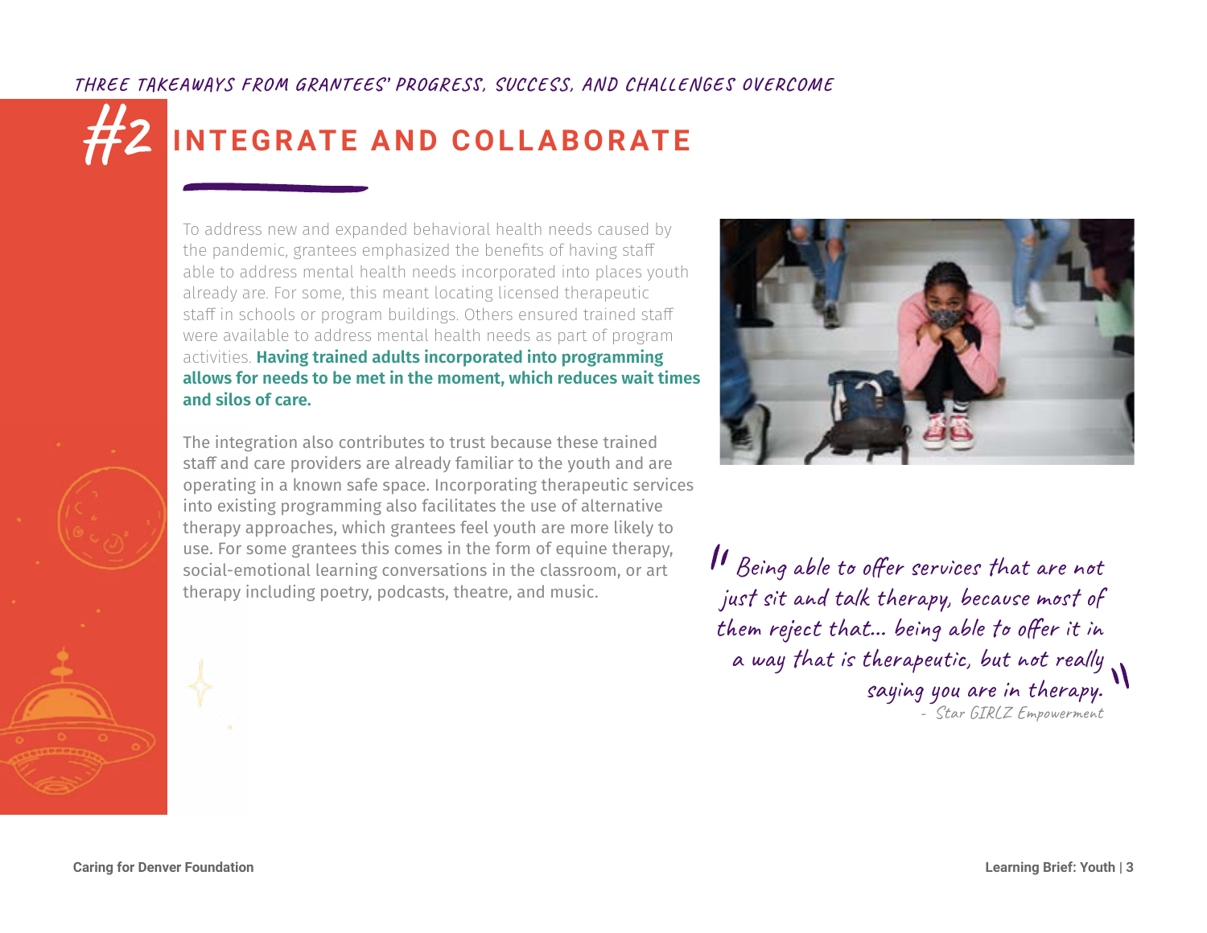*THREE TAKEAWAYS FROM GRANTEES' PROGRESS, SUCCESS, AND CHALLENGES OVERCOME*

# #2 INTEGRATE AND COLLABORATE

To address new and expanded behavioral health needs caused by the pandemic, grantees emphasized the benefits of having staff able to address mental health needs incorporated into places youth already are. For some, this meant locating licensed therapeutic staff in schools or program buildings. Others ensured trained staff were available to address mental health needs as part of program activities. **Having trained adults incorporated into programming allows for needs to be met in the moment, which reduces wait times and silos of care.**

The integration also contributes to trust because these trained staff and care providers are already familiar to the youth and are operating in a known safe space. Incorporating therapeutic services into existing programming also facilitates the use of alternative therapy approaches, which grantees feel youth are more likely to use. For some grantees this comes in the form of equine therapy, social-emotional learning conversations in the classroom, or art therapy including poetry, podcasts, theatre, and music.

> *"Being able to offer services that are not just sit and talk therapy, because most of them reject that... being able to offer it in a way that is therapeutic, but not really saying you are in therapy."*
>
> *- Star GIRLZ Empowerment*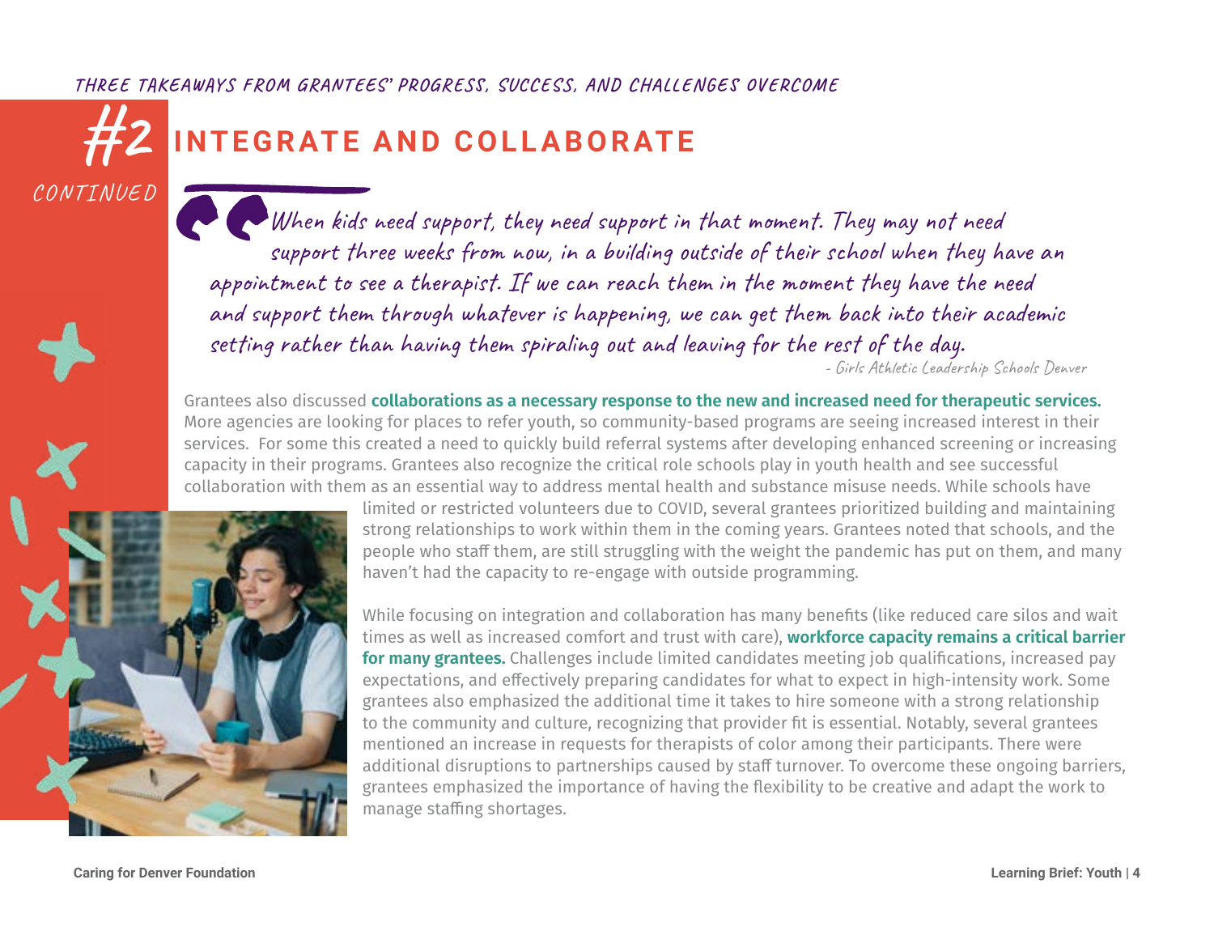*THREE TAKEAWAYS FROM GRANTEES' PROGRESS, SUCCESS, AND CHALLENGES OVERCOME*

# #2 INTEGRATE AND COLLABORATE

*CONTINUED*

> *When kids need support, they need support in that moment. They may not need support three weeks from now, in a building outside of their school when they have an appointment to see a therapist. If we can reach them in the moment they have the need and support them through whatever is happening, we can get them back into their academic setting rather than having them spiraling out and leaving for the rest of the day.*
>
> *- Girls Athletic Leadership Schools Denver*

Grantees also discussed **collaborations as a necessary response to the new and increased need for therapeutic services.** More agencies are looking for places to refer youth, so community-based programs are seeing increased interest in their services. For some this created a need to quickly build referral systems after developing enhanced screening or increasing capacity in their programs. Grantees also recognize the critical role schools play in youth health and see successful collaboration with them as an essential way to address mental health and substance misuse needs. While schools have limited or restricted volunteers due to COVID, several grantees prioritized building and maintaining strong relationships to work within them in the coming years. Grantees noted that schools, and the people who staff them, are still struggling with the weight the pandemic has put on them, and many haven't had the capacity to re-engage with outside programming.

While focusing on integration and collaboration has many benefits (like reduced care silos and wait times as well as increased comfort and trust with care), **workforce capacity remains a critical barrier for many grantees.** Challenges include limited candidates meeting job qualifications, increased pay expectations, and effectively preparing candidates for what to expect in high-intensity work. Some grantees also emphasized the additional time it takes to hire someone with a strong relationship to the community and culture, recognizing that provider fit is essential. Notably, several grantees mentioned an increase in requests for therapists of color among their participants. There were additional disruptions to partnerships caused by staff turnover. To overcome these ongoing barriers, grantees emphasized the importance of having the flexibility to be creative and adapt the work to manage staffing shortages.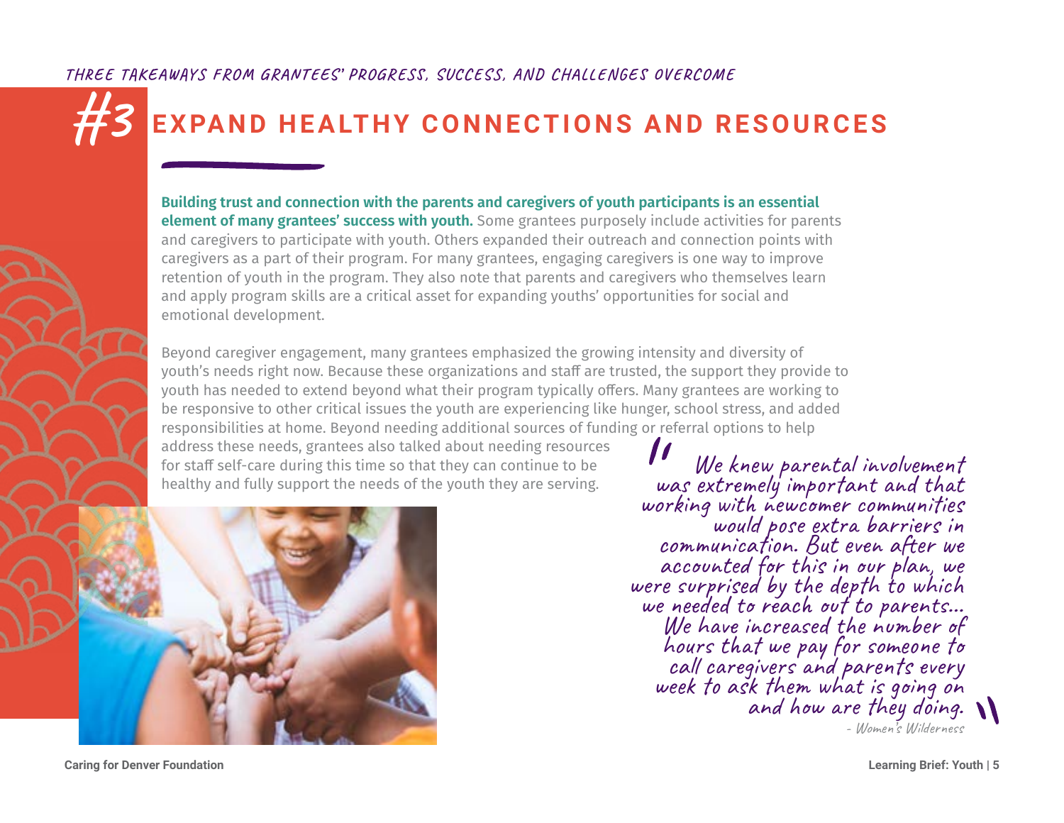*THREE TAKEAWAYS FROM GRANTEES' PROGRESS, SUCCESS, AND CHALLENGES OVERCOME*

# #3 EXPAND HEALTHY CONNECTIONS AND RESOURCES

**Building trust and connection with the parents and caregivers of youth participants is an essential element of many grantees' success with youth.** Some grantees purposely include activities for parents and caregivers to participate with youth. Others expanded their outreach and connection points with caregivers as a part of their program. For many grantees, engaging caregivers is one way to improve retention of youth in the program. They also note that parents and caregivers who themselves learn and apply program skills are a critical asset for expanding youths' opportunities for social and emotional development.

Beyond caregiver engagement, many grantees emphasized the growing intensity and diversity of youth's needs right now. Because these organizations and staff are trusted, the support they provide to youth has needed to extend beyond what their program typically offers. Many grantees are working to be responsive to other critical issues the youth are experiencing like hunger, school stress, and added responsibilities at home. Beyond needing additional sources of funding or referral options to help address these needs, grantees also talked about needing resources for staff self-care during this time so that they can continue to be healthy and fully support the needs of the youth they are serving.

> "We knew parental involvement was extremely important and that working with newcomer communities would pose extra barriers in communication. But even after we accounted for this in our plan, we were surprised by the depth to which we needed to reach out to parents... We have increased the number of hours that we pay for someone to call caregivers and parents every week to ask them what is going on and how are they doing."
>
> \- Women's Wilderness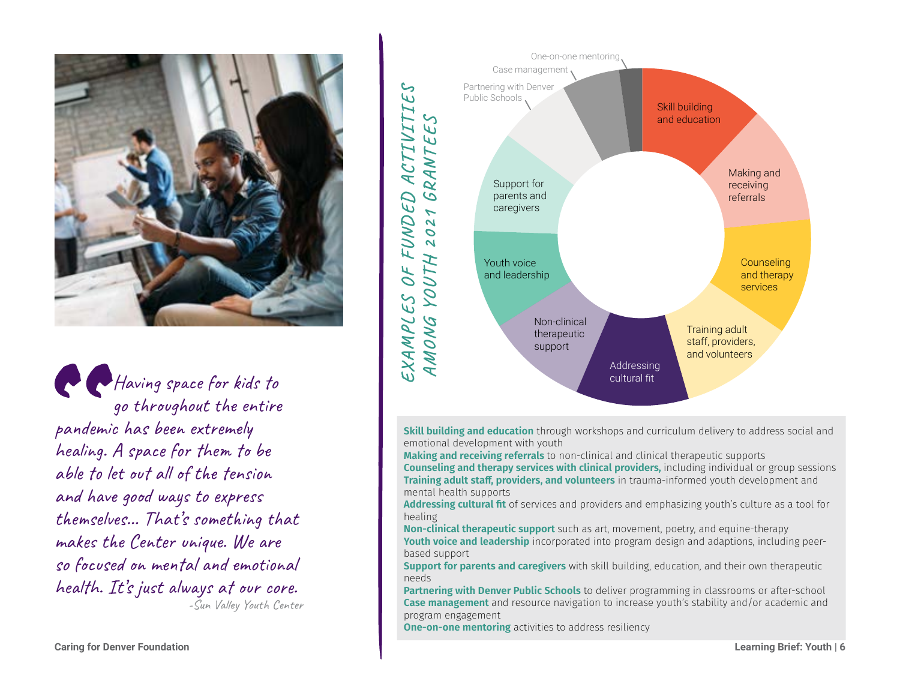> Having space for kids to go throughout the entire pandemic has been extremely healing. A space for them to be able to let out all of the tension and have good ways to express themselves... That's something that makes the Center unique. We are so focused on mental and emotional health. It's just always at our core.
>
> -Sun Valley Youth Center

## EXAMPLES OF FUNDED ACTIVITIES AMONG YOUTH 2021 GRANTEES

Skill building and education

Making and receiving referrals

Counseling and therapy services

Training adult staff, providers, and volunteers

Addressing cultural fit

Non-clinical therapeutic support

Youth voice and leadership

Support for parents and caregivers

Partnering with Denver Public Schools

Case management

One-on-one mentoring

**Skill building and education** through workshops and curriculum delivery to address social and emotional development with youth
**Making and receiving referrals** to non-clinical and clinical therapeutic supports
**Counseling and therapy services with clinical providers,** including individual or group sessions
**Training adult staff, providers, and volunteers** in trauma-informed youth development and mental health supports
**Addressing cultural fit** of services and providers and emphasizing youth's culture as a tool for healing
**Non-clinical therapeutic support** such as art, movement, poetry, and equine-therapy
**Youth voice and leadership** incorporated into program design and adaptions, including peer-based support
**Support for parents and caregivers** with skill building, education, and their own therapeutic needs
**Partnering with Denver Public Schools** to deliver programming in classrooms or after-school
**Case management** and resource navigation to increase youth's stability and/or academic and program engagement
**One-on-one mentoring** activities to address resiliency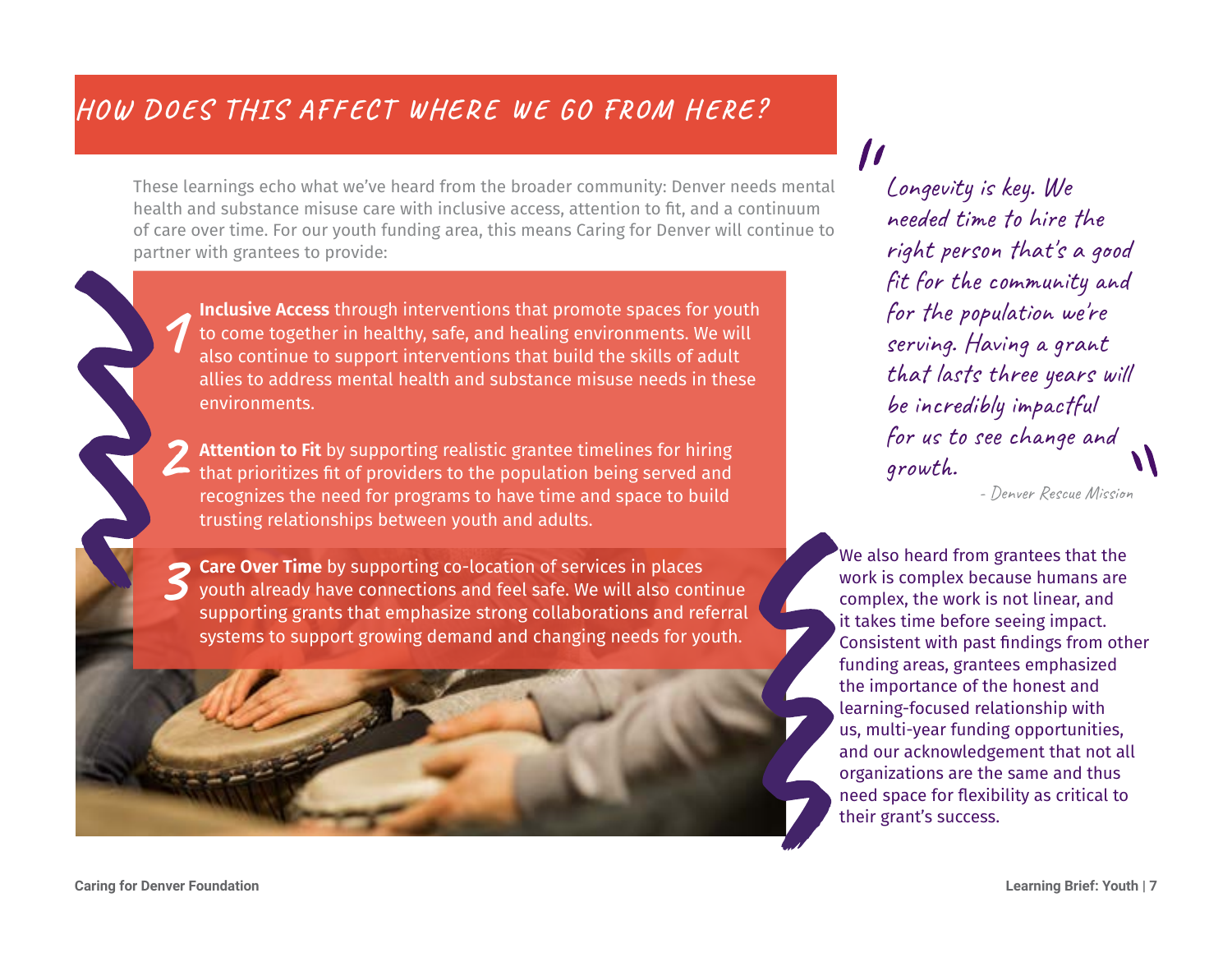## HOW DOES THIS AFFECT WHERE WE GO FROM HERE?

These learnings echo what we've heard from the broader community: Denver needs mental health and substance misuse care with inclusive access, attention to fit, and a continuum of care over time. For our youth funding area, this means Caring for Denver will continue to partner with grantees to provide:

1. **Inclusive Access** through interventions that promote spaces for youth to come together in healthy, safe, and healing environments. We will also continue to support interventions that build the skills of adult allies to address mental health and substance misuse needs in these environments.

2. **Attention to Fit** by supporting realistic grantee timelines for hiring that prioritizes fit of providers to the population being served and recognizes the need for programs to have time and space to build trusting relationships between youth and adults.

3. **Care Over Time** by supporting co-location of services in places youth already have connections and feel safe. We will also continue supporting grants that emphasize strong collaborations and referral systems to support growing demand and changing needs for youth.

> *"Longevity is key. We needed time to hire the right person that's a good fit for the community and for the population we're serving. Having a grant that lasts three years will be incredibly impactful for us to see change and growth."*
>
> \- Denver Rescue Mission

We also heard from grantees that the work is complex because humans are complex, the work is not linear, and it takes time before seeing impact. Consistent with past findings from other funding areas, grantees emphasized the importance of the honest and learning-focused relationship with us, multi-year funding opportunities, and our acknowledgement that not all organizations are the same and thus need space for flexibility as critical to their grant's success.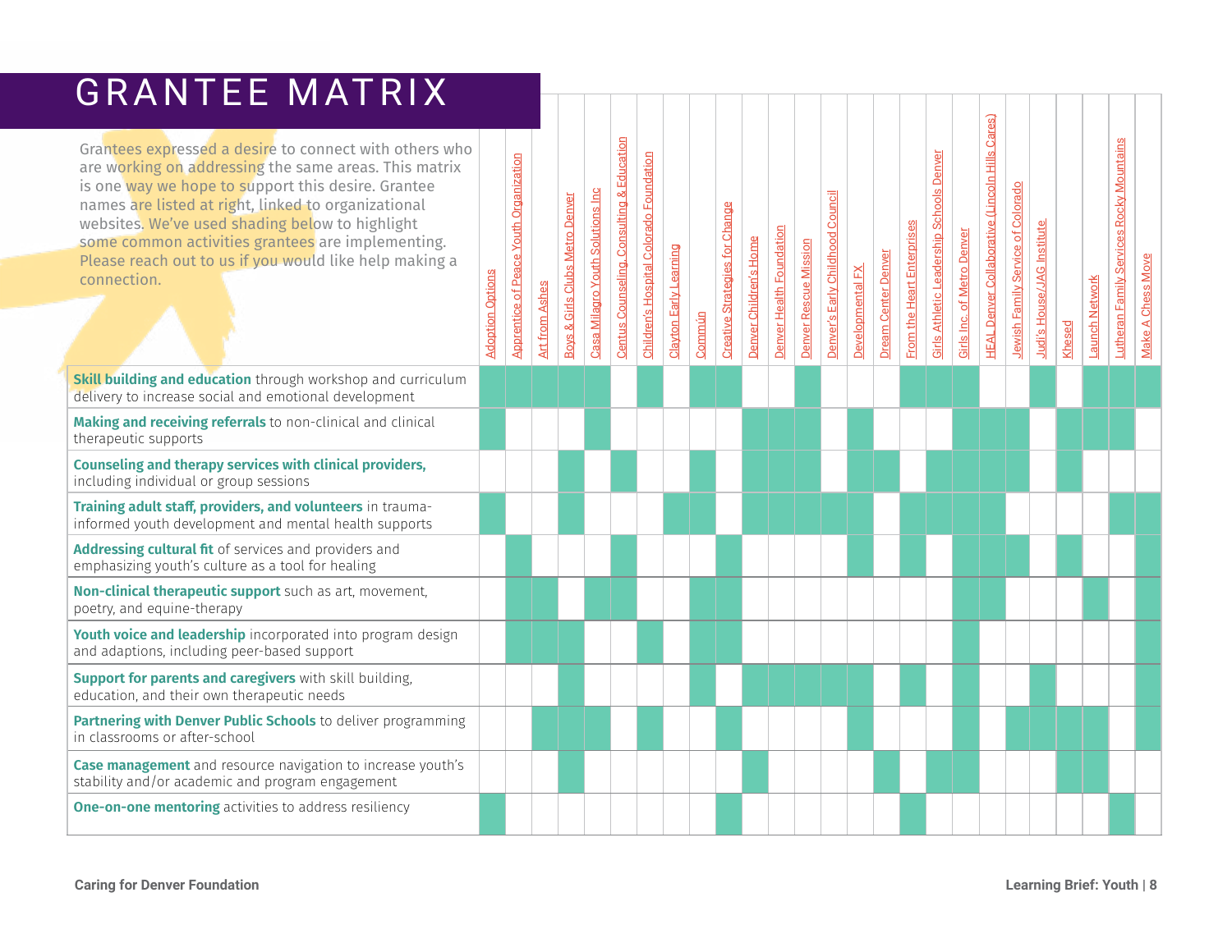# GRANTEE MATRIX

Grantees expressed a desire to connect with others who are working on addressing the same areas. This matrix is one way we hope to support this desire. Grantee names are listed at right, linked to organizational websites. We've used shading below to highlight some common activities grantees are implementing. Please reach out to us if you would like help making a connection.

| | Adoption Options | Apprentice of Peace Youth Organization | Art from Ashes | Boys & Girls Clubs Metro Denver | Casa Milagro Youth Solutions Inc | Centus Counseling, Consulting & Education | Children's Hospital Colorado Foundation | Clayton Early Learning | Commún | Creative Strategies for Change | Denver Children's Home | Denver Health Foundation | Denver Rescue Mission | Denver's Early Childhood Council | Developmental FX | Dream Center Denver | From the Heart Enterprises | Girls Athletic Leadership Schools Denver | Girls Inc. of Metro Denver | HEAL Denver Collaborative (Lincoln Hills Cares) | Jewish Family Service of Colorado | Judi's House/JAG Institute | Khesed | Launch Network | Lutheran Family Services Rocky Mountains | Make A Chess Move |
|---|---|---|---|---|---|---|---|---|---|---|---|---|---|---|---|---|---|---|---|---|---|---|---|---|---|---|
| **Skill building and education** through workshop and curriculum delivery to increase social and emotional development | ● | ● | ● | ● | ● | | ● | | ● | ● | | | ● | | | | ● | ● | ● | | | ● | | ● | ● | ● |
| **Making and receiving referrals** to non-clinical and clinical therapeutic supports | ● | | | | ● | | | | | | ● | ● | ● | | ● | | | | ● | ● | ● | | ● | ● | ● | |
| **Counseling and therapy services with clinical providers,** including individual or group sessions | | | | ● | | ● | | | ● | | ● | ● | ● | | ● | ● | | ● | ● | ● | | | ● | | | |
| **Training adult staff, providers, and volunteers** in trauma-informed youth development and mental health supports | ● | | | ● | | | | ● | ● | | ● | ● | ● | ● | ● | | ● | ● | ● | ● | | | | | ● | ● |
| **Addressing cultural fit** of services and providers and emphasizing youth's culture as a tool for healing | | ● | | | | ● | | | | ● | | | | | ● | | ● | | | ● | ● | | ● | | | ● |
| **Non-clinical therapeutic support** such as art, movement, poetry, and equine-therapy | | ● | ● | | ● | ● | | | ● | ● | | | | | | | | | ● | ● | | | | ● | | ● |
| **Youth voice and leadership** incorporated into program design and adaptions, including peer-based support | | ● | ● | ● | | | ● | | ● | ● | | | | | | | | | ● | | | | | | | ● |
| **Support for parents and caregivers** with skill building, education, and their own therapeutic needs | | | | ● | | | | | ● | | ● | ● | ● | ● | ● | | ● | | ● | | | ● | | | | ● |
| **Partnering with Denver Public Schools** to deliver programming in classrooms or after-school | | | ● | ● | ● | | ● | | | ● | | | | | ● | | | | | | ● | ● | ● | ● | | ● |
| **Case management** and resource navigation to increase youth's stability and/or academic and program engagement | | | | ● | | | | | | | ● | | | | | ● | | ● | ● | | | | ● | ● | | |
| **One-on-one mentoring** activities to address resiliency | ● | | | | | | | | | ● | | | | | | | ● | | | | | | | | ● | |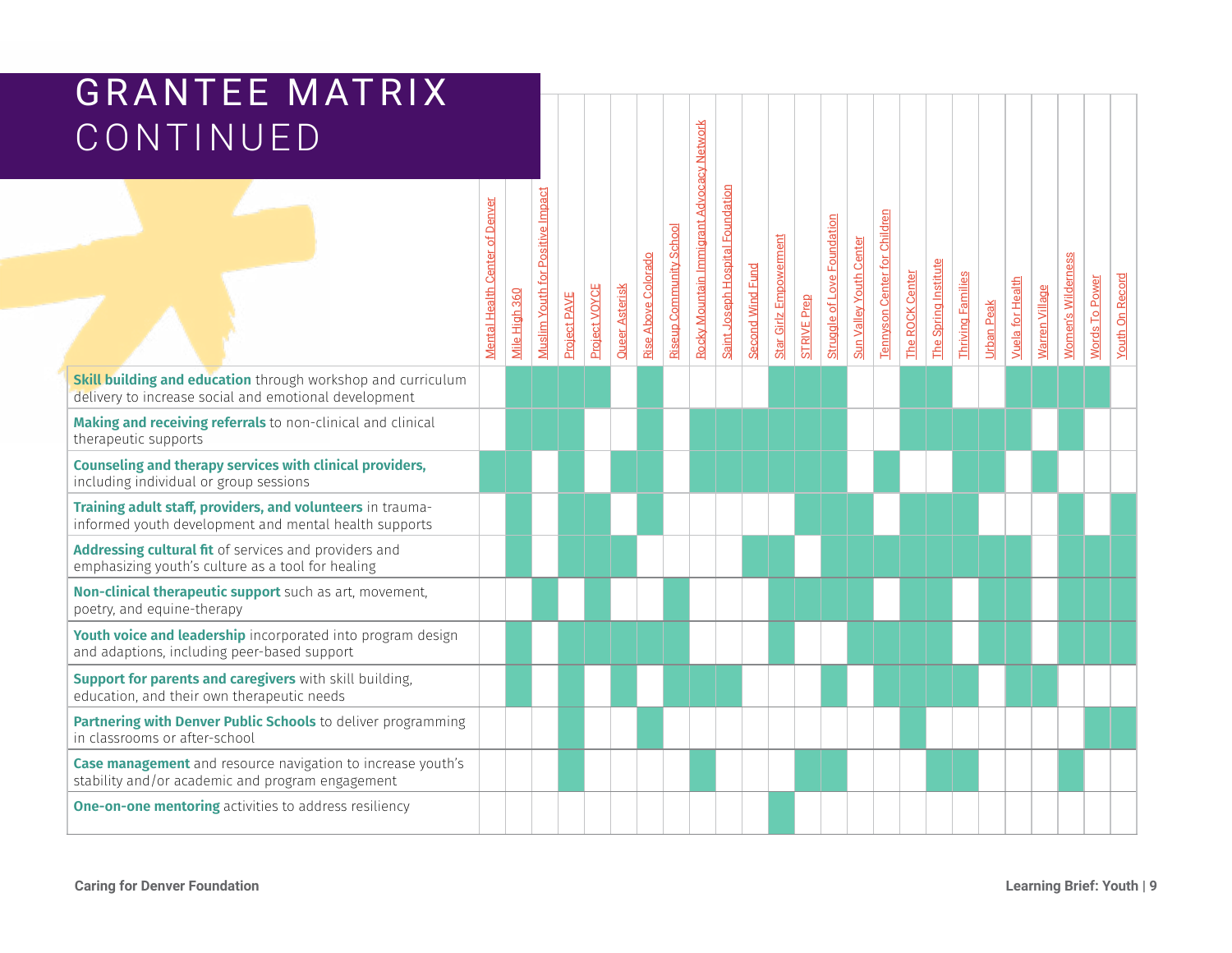# GRANTEE MATRIX CONTINUED

| | Mental Health Center of Denver | Mile High 360 | Muslim Youth for Positive Impact | Project PAVE | Project VOYCE | Queer Asterisk | Rise Above Colorado | Riseup Community School | Rocky Mountain Immigrant Advocacy Network | Saint Joseph Hospital Foundation | Second Wind Fund | Star Girlz Empowerment | STRIVE Prep | Struggle of Love Foundation | Sun Valley Youth Center | Tennyson Center for Children | The ROCK Center | The Spring Institute | Thriving Families | Urban Peak | Vuela for Health | Warren Village | Women's Wilderness | Words To Power | Youth On Record |
|---|---|---|---|---|---|---|---|---|---|---|---|---|---|---|---|---|---|---|---|---|---|---|---|---|---|
| **Skill building and education** through workshop and curriculum delivery to increase social and emotional development | | ✓ | ✓ | ✓ | ✓ | | ✓ | | | | | ✓ | ✓ | ✓ | | | ✓ | ✓ | | | ✓ | ✓ | ✓ | ✓ | |
| **Making and receiving referrals** to non-clinical and clinical therapeutic supports | | ✓ | ✓ | ✓ | | | ✓ | | ✓ | ✓ | ✓ | ✓ | ✓ | ✓ | | | ✓ | ✓ | ✓ | ✓ | ✓ | | ✓ | | |
| **Counseling and therapy services with clinical providers,** including individual or group sessions | ✓ | ✓ | | ✓ | | ✓ | ✓ | | ✓ | ✓ | ✓ | ✓ | ✓ | ✓ | | ✓ | | | ✓ | ✓ | | ✓ | | | |
| **Training adult staff, providers, and volunteers** in trauma-informed youth development and mental health supports | | ✓ | | ✓ | ✓ | | ✓ | | | | | | ✓ | ✓ | ✓ | | ✓ | ✓ | ✓ | | | | ✓ | | ✓ |
| **Addressing cultural fit** of services and providers and emphasizing youth's culture as a tool for healing | | ✓ | | ✓ | ✓ | ✓ | | | | | ✓ | ✓ | | ✓ | ✓ | ✓ | ✓ | ✓ | ✓ | ✓ | ✓ | | ✓ | ✓ | ✓ |
| **Non-clinical therapeutic support** such as art, movement, poetry, and equine-therapy | | | ✓ | | ✓ | | | ✓ | | | | ✓ | ✓ | ✓ | ✓ | | ✓ | ✓ | | ✓ | | | ✓ | ✓ | ✓ |
| **Youth voice and leadership** incorporated into program design and adaptions, including peer-based support | | ✓ | | ✓ | ✓ | ✓ | ✓ | ✓ | | | | ✓ | | | ✓ | ✓ | ✓ | ✓ | | ✓ | ✓ | | ✓ | ✓ | ✓ |
| **Support for parents and caregivers** with skill building, education, and their own therapeutic needs | | ✓ | | ✓ | | ✓ | | ✓ | ✓ | ✓ | | | | ✓ | | ✓ | ✓ | ✓ | ✓ | | ✓ | ✓ | | | |
| **Partnering with Denver Public Schools** to deliver programming in classrooms or after-school | | | | ✓ | | | ✓ | | | | | | | | | | ✓ | | | | | | | ✓ | ✓ |
| **Case management** and resource navigation to increase youth's stability and/or academic and program engagement | | | | ✓ | | | | | ✓ | | | | ✓ | ✓ | | | | ✓ | ✓ | | | | ✓ | | |
| **One-on-one mentoring** activities to address resiliency | | | | | | | | | | | | ✓ | | | | | | | | | | | | | |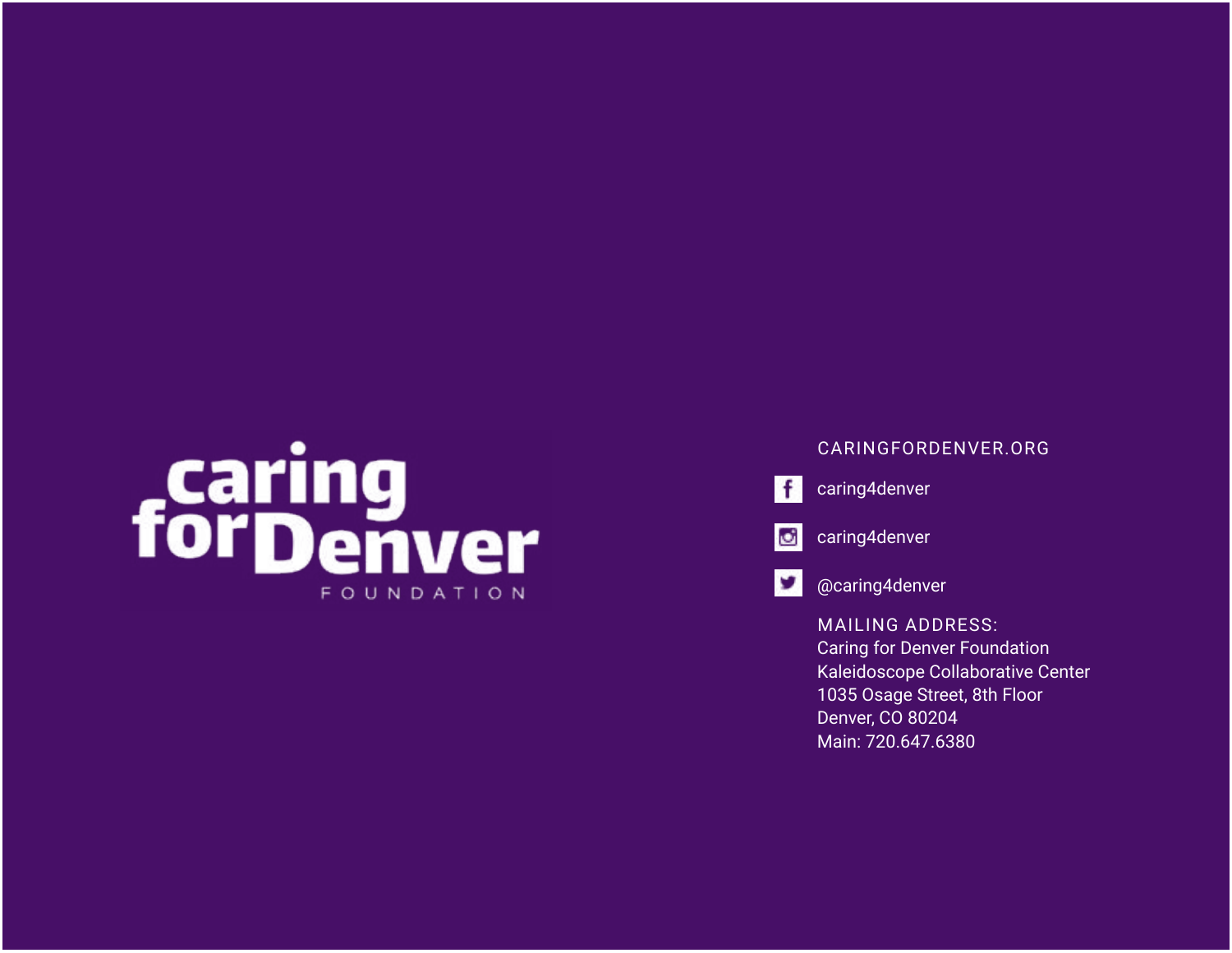caring for Denver FOUNDATION

CARINGFORDENVER.ORG

caring4denver

caring4denver

@caring4denver

MAILING ADDRESS:
Caring for Denver Foundation
Kaleidoscope Collaborative Center
1035 Osage Street, 8th Floor
Denver, CO 80204
Main: 720.647.6380